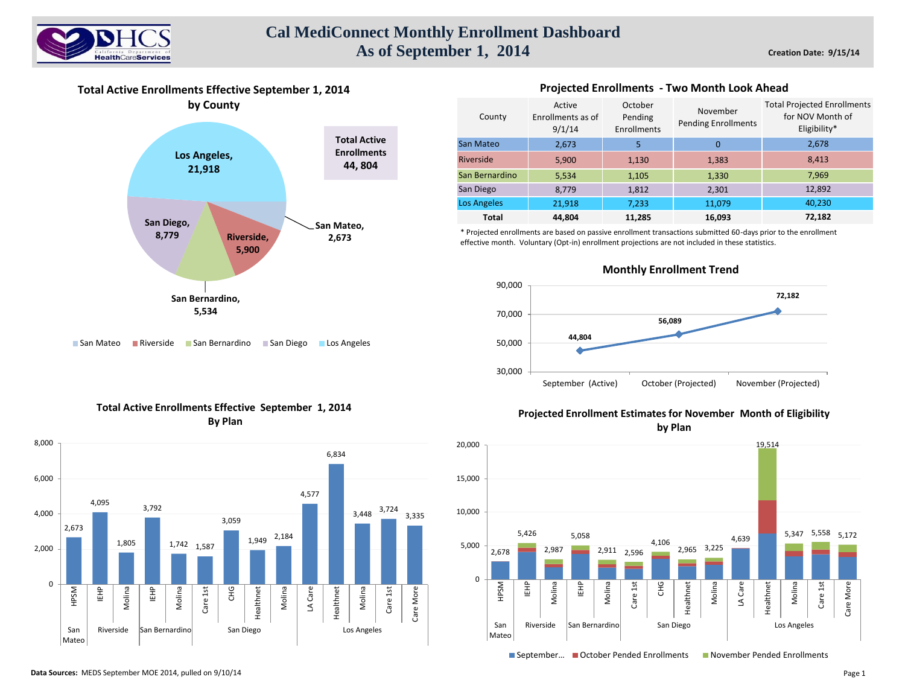# Cal MediConnect Monthly Enrollment Dashboard
## As of September 1, 2014

Creation Date: 9/15/14

### Total Active Enrollments Effective September 1, 2014 by County

| County | Active Enrollments |
|---|---|
| Los Angeles | 21,918 |
| San Diego | 8,779 |
| Riverside | 5,900 |
| San Bernardino | 5,534 |
| San Mateo | 2,673 |

Total Active Enrollments 44, 804

### Projected Enrollments - Two Month Look Ahead

| County | Active Enrollments as of 9/1/14 | October Pending Enrollments | November Pending Enrollments | Total Projected Enrollments for NOV Month of Eligibility* |
|---|---|---|---|---|
| San Mateo | 2,673 | 5 | 0 | 2,678 |
| Riverside | 5,900 | 1,130 | 1,383 | 8,413 |
| San Bernardino | 5,534 | 1,105 | 1,330 | 7,969 |
| San Diego | 8,779 | 1,812 | 2,301 | 12,892 |
| Los Angeles | 21,918 | 7,233 | 11,079 | 40,230 |
| **Total** | **44,804** | **11,285** | **16,093** | **72,182** |

* Projected enrollments are based on passive enrollment transactions submitted 60-days prior to the enrollment effective month. Voluntary (Opt-in) enrollment projections are not included in these statistics.

### Monthly Enrollment Trend

| Month | Enrollment |
|---|---|
| September (Active) | 44,804 |
| October (Projected) | 56,089 |
| November (Projected) | 72,182 |

### Total Active Enrollments Effective September 1, 2014 By Plan

| County | Plan | Enrollments |
|---|---|---|
| San Mateo | HPSM | 2,673 |
| Riverside | IEHP | 4,095 |
| Riverside | Molina | 1,805 |
| San Bernardino | IEHP | 3,792 |
| San Bernardino | Molina | 1,742 |
| San Diego | Care 1st | 1,587 |
| San Diego | CHG | 3,059 |
| San Diego | Healthnet | 1,949 |
| San Diego | Molina | 2,184 |
| Los Angeles | LA Care | 4,577 |
| Los Angeles | Healthnet | 6,834 |
| Los Angeles | Molina | 3,448 |
| Los Angeles | Care 1st | 3,724 |
| Los Angeles | Care More | 3,335 |

### Projected Enrollment Estimates for November Month of Eligibility by Plan

| County | Plan | Total Projected |
|---|---|---|
| San Mateo | HPSM | 2,678 |
| Riverside | IEHP | 5,426 |
| Riverside | Molina | 2,987 |
| San Bernardino | IEHP | 5,058 |
| San Bernardino | Molina | 2,911 |
| San Diego | Care 1st | 2,596 |
| San Diego | CHG | 4,106 |
| San Diego | Healthnet | 2,965 |
| San Diego | Molina | 3,225 |
| Los Angeles | LA Care | 4,639 |
| Los Angeles | Healthnet | 19,514 |
| Los Angeles | Molina | 5,347 |
| Los Angeles | Care 1st | 5,558 |
| Los Angeles | Care More | 5,172 |

September... | October Pended Enrollments | November Pended Enrollments

**Data Sources:** MEDS September MOE 2014, pulled on 9/10/14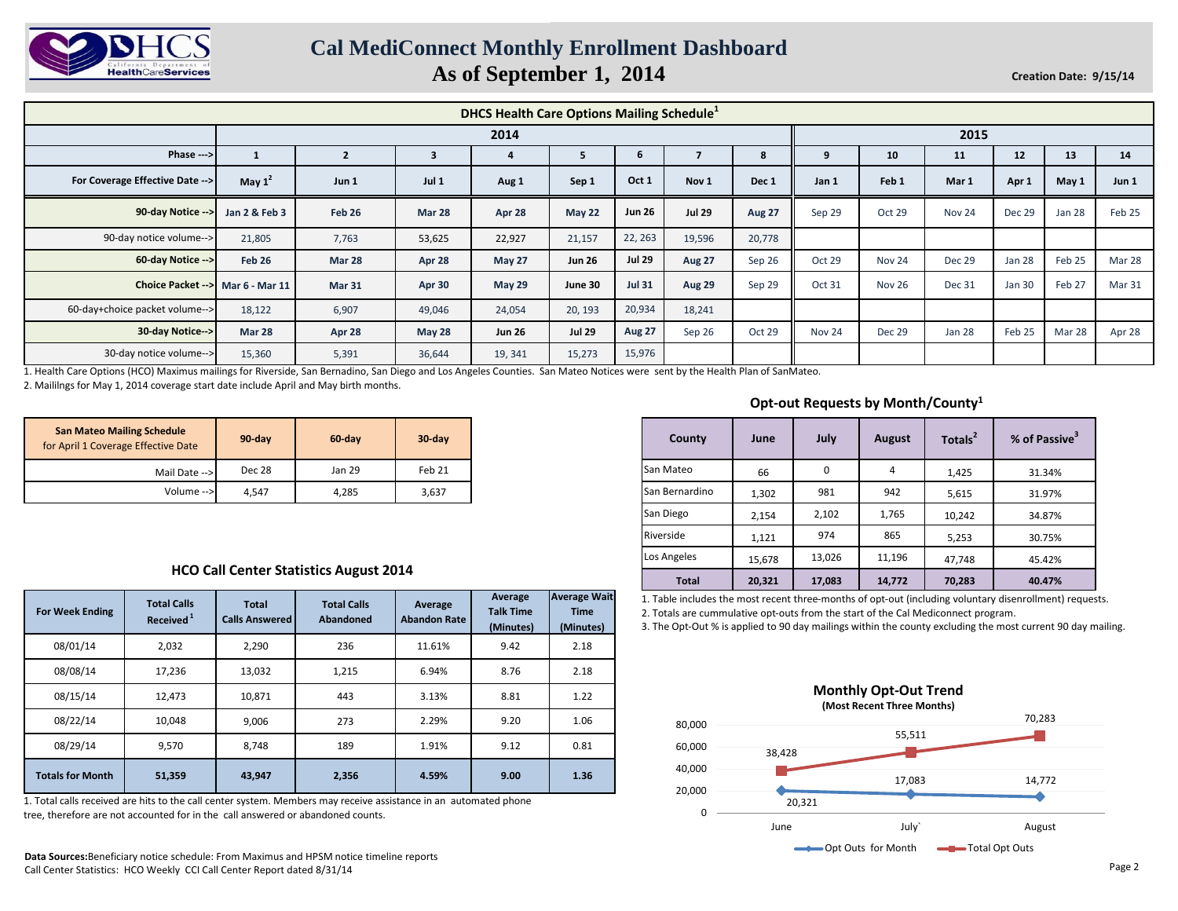# Cal MediConnect Monthly Enrollment Dashboard

## As of September 1, 2014

Creation Date: 9/15/14

### DHCS Health Care Options Mailing Schedule[1]

| | 2014 | | | | | | | | 2015 | | | | | |
|---|---|---|---|---|---|---|---|---|---|---|---|---|---|---|
| Phase ---> | 1 | 2 | 3 | 4 | 5 | 6 | 7 | 8 | 9 | 10 | 11 | 12 | 13 | 14 |
| For Coverage Effective Date --> | May 1[2] | Jun 1 | Jul 1 | Aug 1 | Sep 1 | Oct 1 | Nov 1 | Dec 1 | Jan 1 | Feb 1 | Mar 1 | Apr 1 | May 1 | Jun 1 |
| **90-day Notice -->** | **Jan 2 & Feb 3** | **Feb 26** | **Mar 28** | **Apr 28** | **May 22** | **Jun 26** | **Jul 29** | **Aug 27** | Sep 29 | Oct 29 | Nov 24 | Dec 29 | Jan 28 | Feb 25 |
| 90-day notice volume--> | 21,805 | 7,763 | 53,625 | 22,927 | 21,157 | 22, 263 | 19,596 | 20,778 | | | | | | |
| **60-day Notice -->** | **Feb 26** | **Mar 28** | **Apr 28** | **May 27** | **Jun 26** | **Jul 29** | **Aug 27** | Sep 26 | Oct 29 | Nov 24 | Dec 29 | Jan 28 | Feb 25 | Mar 28 |
| **Choice Packet -->** | **Mar 6 - Mar 11** | **Mar 31** | **Apr 30** | **May 29** | **June 30** | **Jul 31** | **Aug 29** | Sep 29 | Oct 31 | Nov 26 | Dec 31 | Jan 30 | Feb 27 | Mar 31 |
| 60-day+choice packet volume--> | 18,122 | 6,907 | 49,046 | 24,054 | 20, 193 | 20,934 | 18,241 | | | | | | | |
| **30-day Notice-->** | **Mar 28** | **Apr 28** | **May 28** | **Jun 26** | **Jul 29** | **Aug 27** | Sep 26 | Oct 29 | Nov 24 | Dec 29 | Jan 28 | Feb 25 | Mar 28 | Apr 28 |
| 30-day notice volume--> | 15,360 | 5,391 | 36,644 | 19, 341 | 15,273 | 15,976 | | | | | | | | |

1. Health Care Options (HCO) Maximus mailings for Riverside, San Bernadino, San Diego and Los Angeles Counties. San Mateo Notices were sent by the Health Plan of SanMateo.
2. Maililngs for May 1, 2014 coverage start date include April and May birth months.

| San Mateo Mailing Schedule for April 1 Coverage Effective Date | 90-day | 60-day | 30-day |
|---|---|---|---|
| Mail Date --> | Dec 28 | Jan 29 | Feb 21 |
| Volume --> | 4,547 | 4,285 | 3,637 |

### Opt-out Requests by Month/County[1]

| County | June | July | August | Totals[2] | % of Passive[3] |
|---|---|---|---|---|---|
| San Mateo | 66 | 0 | 4 | 1,425 | 31.34% |
| San Bernardino | 1,302 | 981 | 942 | 5,615 | 31.97% |
| San Diego | 2,154 | 2,102 | 1,765 | 10,242 | 34.87% |
| Riverside | 1,121 | 974 | 865 | 5,253 | 30.75% |
| Los Angeles | 15,678 | 13,026 | 11,196 | 47,748 | 45.42% |
| **Total** | **20,321** | **17,083** | **14,772** | **70,283** | **40.47%** |

1. Table includes the most recent three-months of opt-out (including voluntary disenrollment) requests.
2. Totals are cummulative opt-outs from the start of the Cal Mediconnect program.
3. The Opt-Out % is applied to 90 day mailings within the county excluding the most current 90 day mailing.

### HCO Call Center Statistics August 2014

| For Week Ending | Total Calls Received[1] | Total Calls Answered | Total Calls Abandoned | Average Abandon Rate | Average Talk Time (Minutes) | Average Wait Time (Minutes) |
|---|---|---|---|---|---|---|
| 08/01/14 | 2,032 | 2,290 | 236 | 11.61% | 9.42 | 2.18 |
| 08/08/14 | 17,236 | 13,032 | 1,215 | 6.94% | 8.76 | 2.18 |
| 08/15/14 | 12,473 | 10,871 | 443 | 3.13% | 8.81 | 1.22 |
| 08/22/14 | 10,048 | 9,006 | 273 | 2.29% | 9.20 | 1.06 |
| 08/29/14 | 9,570 | 8,748 | 189 | 1.91% | 9.12 | 0.81 |
| **Totals for Month** | **51,359** | **43,947** | **2,356** | **4.59%** | **9.00** | **1.36** |

1. Total calls received are hits to the call center system. Members may receive assistance in an automated phone tree, therefore are not accounted for in the call answered or abandoned counts.

**Monthly Opt-Out Trend**
**(Most Recent Three Months)**

80,000
60,000
40,000
20,000
0

38,428
55,511
70,283
20,321
17,083
14,772

June
July`
August

Opt Outs for Month
Total Opt Outs

**Data Sources:** Beneficiary notice schedule: From Maximus and HPSM notice timeline reports
Call Center Statistics: HCO Weekly CCI Call Center Report dated 8/31/14